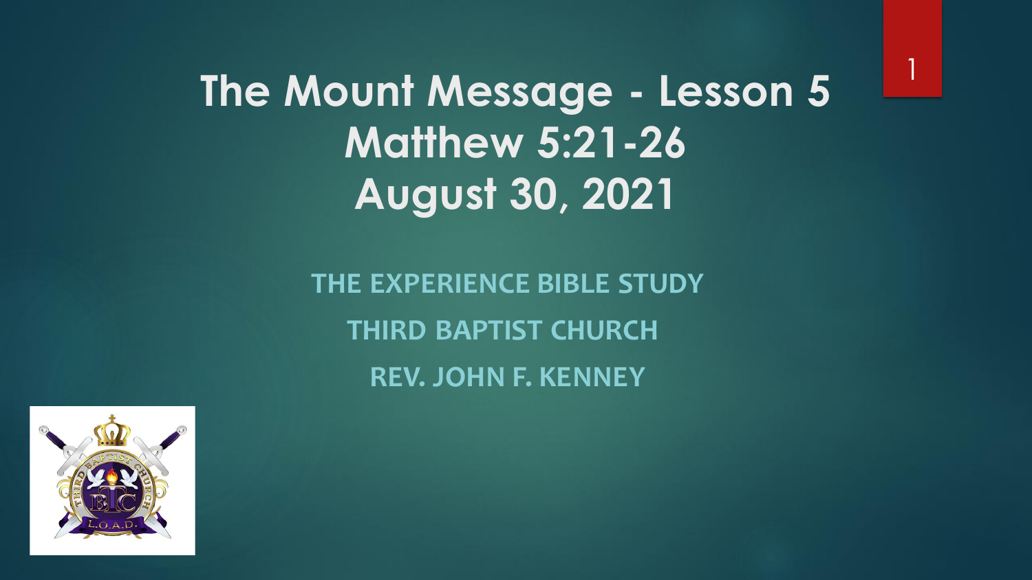# The Mount Message - Lesson 5
# Matthew 5:21-26
# August 30, 2021

THE EXPERIENCE BIBLE STUDY

THIRD BAPTIST CHURCH

REV. JOHN F. KENNEY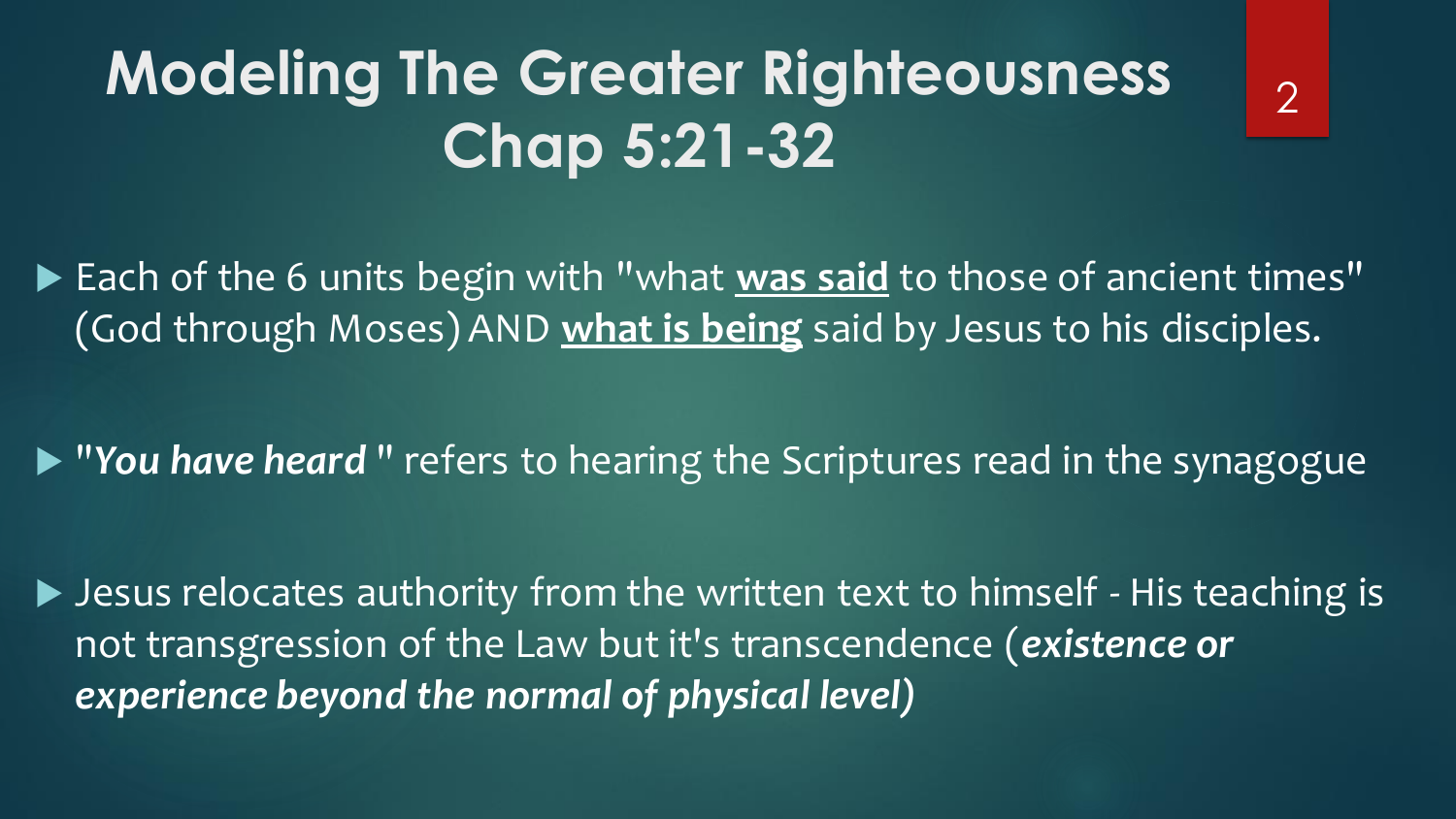# Modeling The Greater Righteousness Chap 5:21-32

- Each of the 6 units begin with "what **<u>was said</u>** to those of ancient times" (God through Moses) AND **<u>what is being</u>** said by Jesus to his disciples.
- "***You have heard*** " refers to hearing the Scriptures read in the synagogue
- Jesus relocates authority from the written text to himself - His teaching is not transgression of the Law but it's transcendence (***existence or experience beyond the normal of physical level***)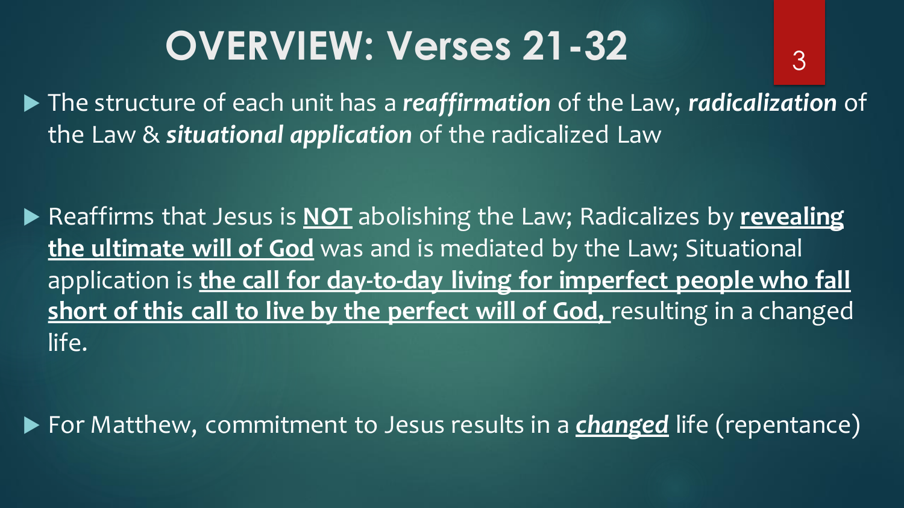# OVERVIEW: Verses 21-32

- The structure of each unit has a ***reaffirmation*** of the Law, ***radicalization*** of the Law & ***situational application*** of the radicalized Law

- Reaffirms that Jesus is <u>**NOT**</u> abolishing the Law; Radicalizes by <u>**revealing the ultimate will of God**</u> was and is mediated by the Law; Situational application is <u>**the call for day-to-day living for imperfect people who fall short of this call to live by the perfect will of God,**</u> resulting in a changed life.

- For Matthew, commitment to Jesus results in a <u>***changed***</u> life (repentance)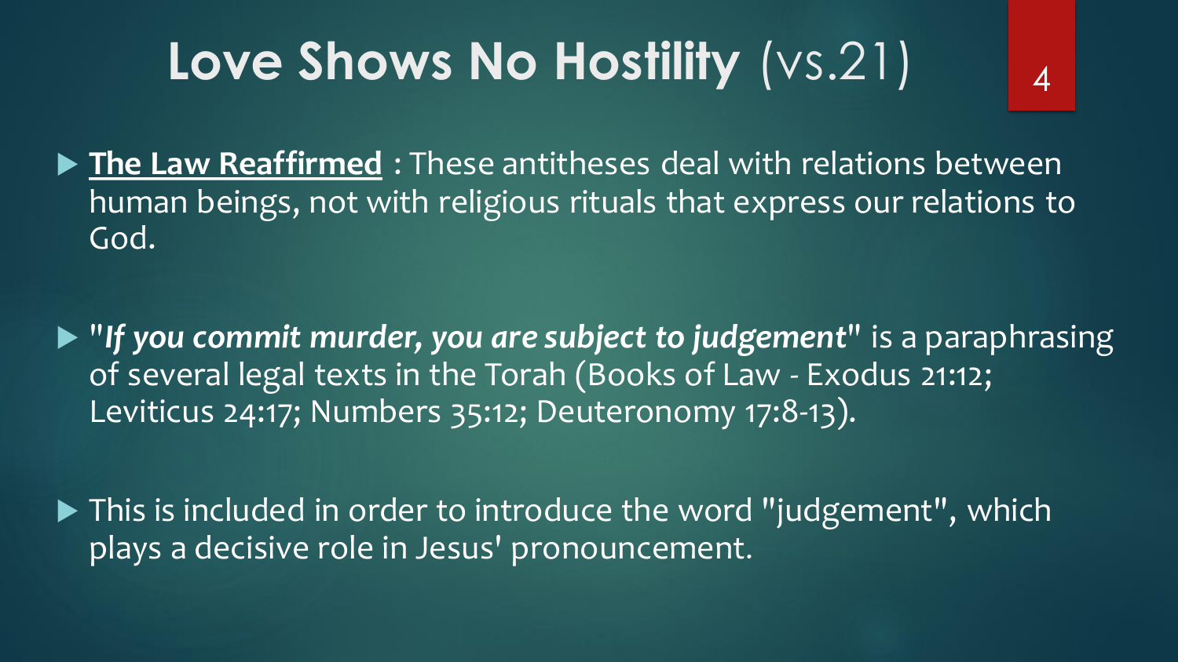# **Love Shows No Hostility** (vs.21)

- **The Law Reaffirmed** : These antitheses deal with relations between human beings, not with religious rituals that express our relations to God.

- "***If you commit murder, you are subject to judgement***" is a paraphrasing of several legal texts in the Torah (Books of Law - Exodus 21:12; Leviticus 24:17; Numbers 35:12; Deuteronomy 17:8-13).

- This is included in order to introduce the word "judgement", which plays a decisive role in Jesus' pronouncement.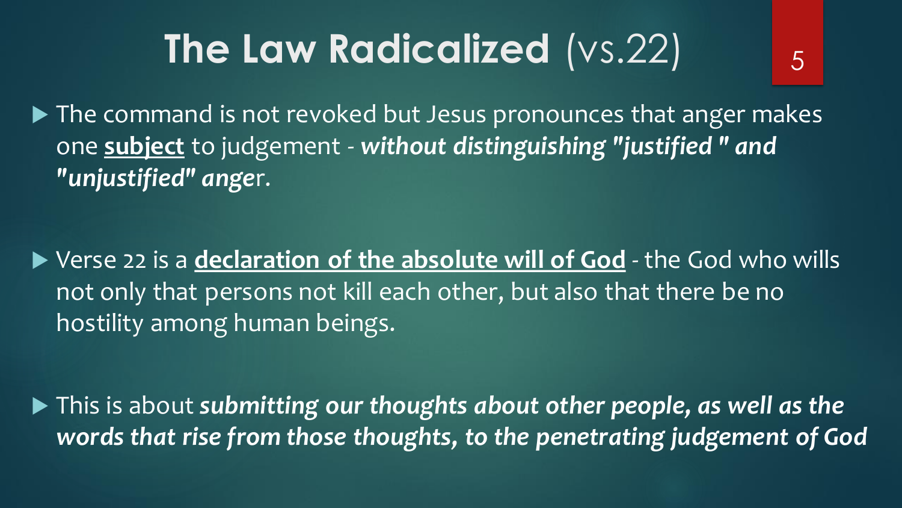# **The Law Radicalized** (vs.22)

- The command is not revoked but Jesus pronounces that anger makes one **subject** to judgement - ***without distinguishing "justified " and "unjustified" ange***r.

- Verse 22 is a **declaration of the absolute will of God** - the God who wills not only that persons not kill each other, but also that there be no hostility among human beings.

- This is about ***submitting our thoughts about other people, as well as the words that rise from those thoughts, to the penetrating judgement of God***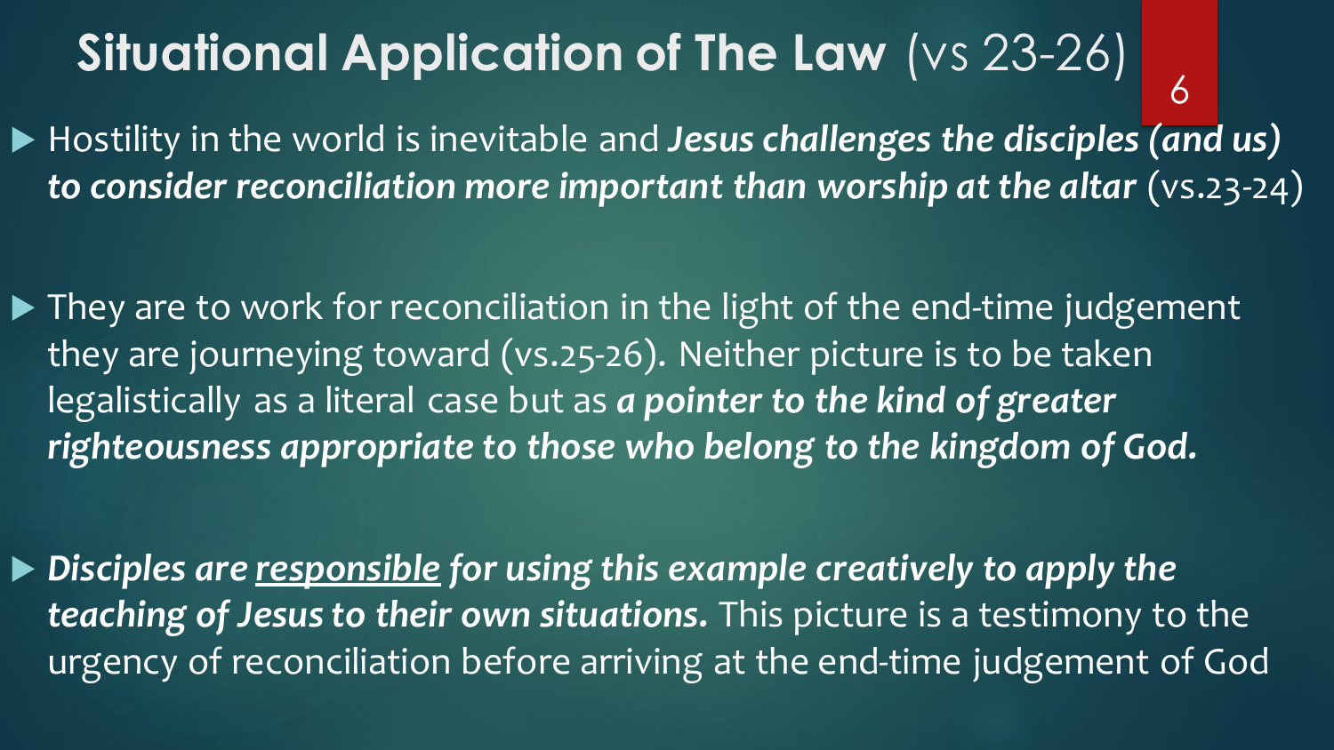# **Situational Application of The Law** (vs 23-26)

- Hostility in the world is inevitable and ***Jesus challenges the disciples (and us) to consider reconciliation more important than worship at the altar*** (vs.23-24)

- They are to work for reconciliation in the light of the end-time judgement they are journeying toward (vs.25-26). Neither picture is to be taken legalistically as a literal case but as ***a pointer to the kind of greater righteousness appropriate to those who belong to the kingdom of God.***

- ***Disciples are <u>responsible</u> for using this example creatively to apply the teaching of Jesus to their own situations.*** This picture is a testimony to the urgency of reconciliation before arriving at the end-time judgement of God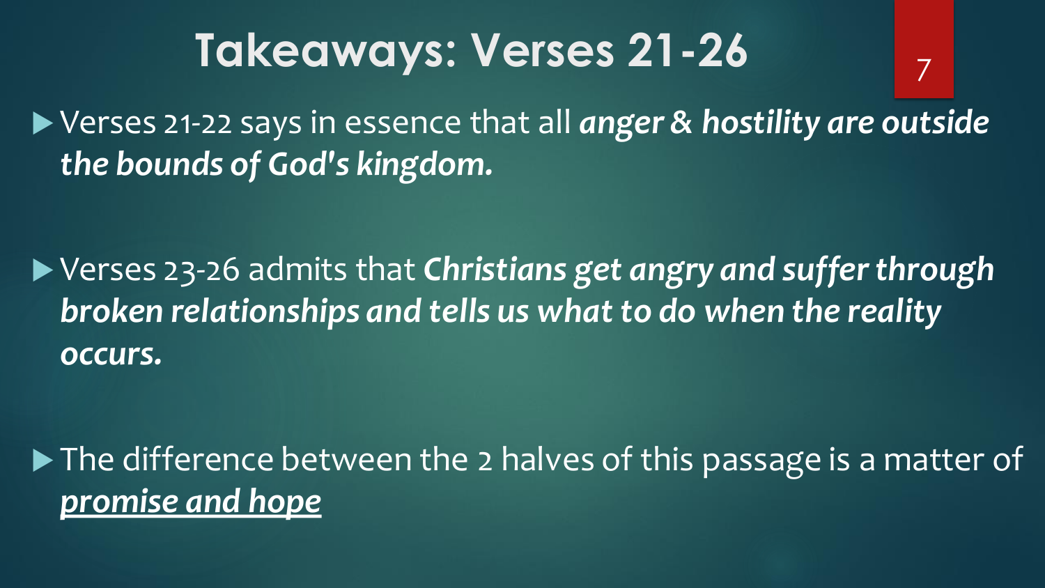# Takeaways: Verses 21-26

- Verses 21-22 says in essence that all ***anger & hostility are outside the bounds of God's kingdom.***

- Verses 23-26 admits that ***Christians get angry and suffer through broken relationships and tells us what to do when the reality occurs.***

- The difference between the 2 halves of this passage is a matter of <u>***promise and hope***</u>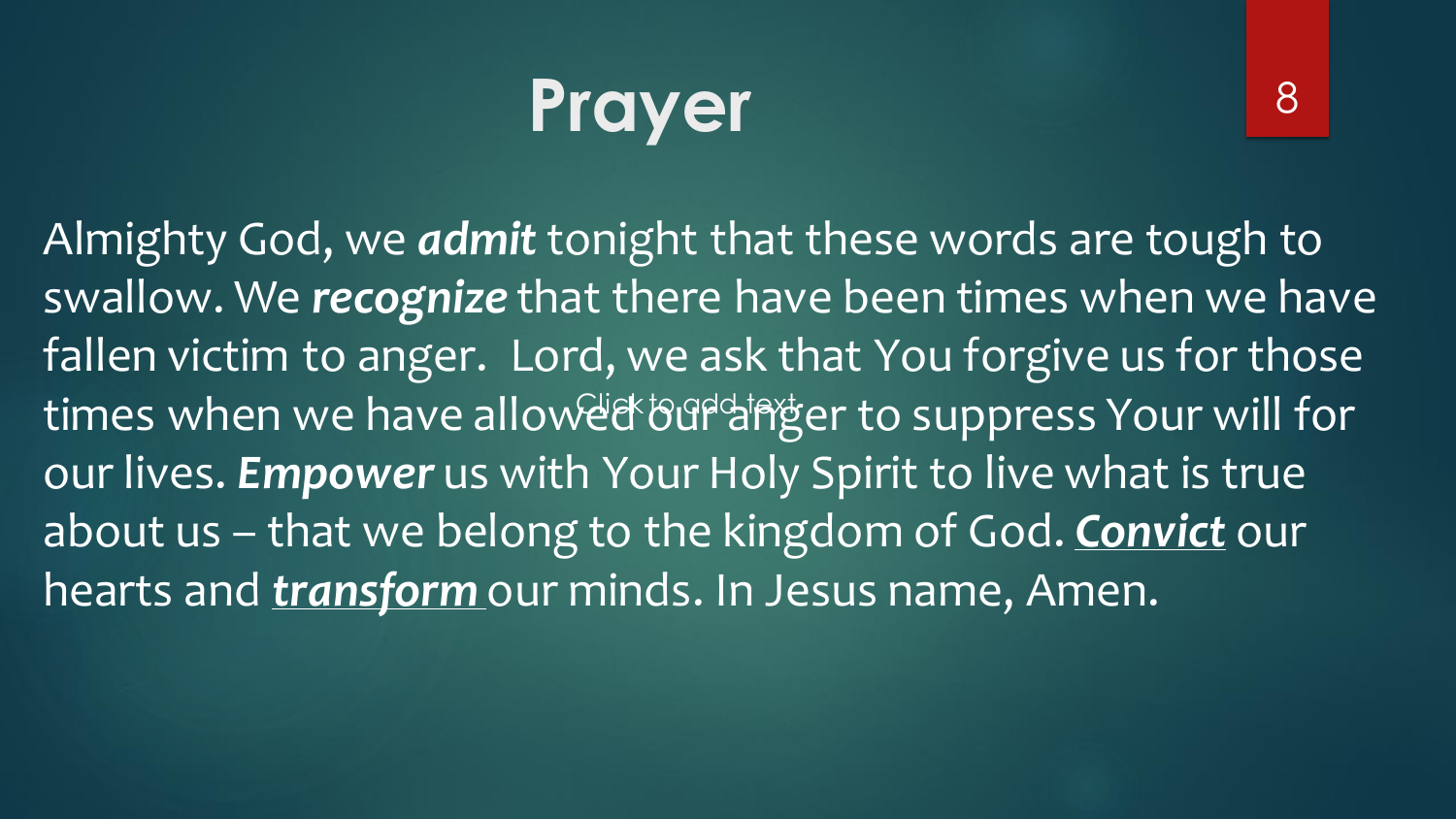# Prayer

Almighty God, we ***admit*** tonight that these words are tough to swallow. We ***recognize*** that there have been times when we have fallen victim to anger. Lord, we ask that You forgive us for those times when we have allowed our anger to suppress Your will for our lives. ***Empower*** us with Your Holy Spirit to live what is true about us – that we belong to the kingdom of God. ***<u>Convict</u>*** our hearts and ***<u>transform</u>*** our minds. In Jesus name, Amen.